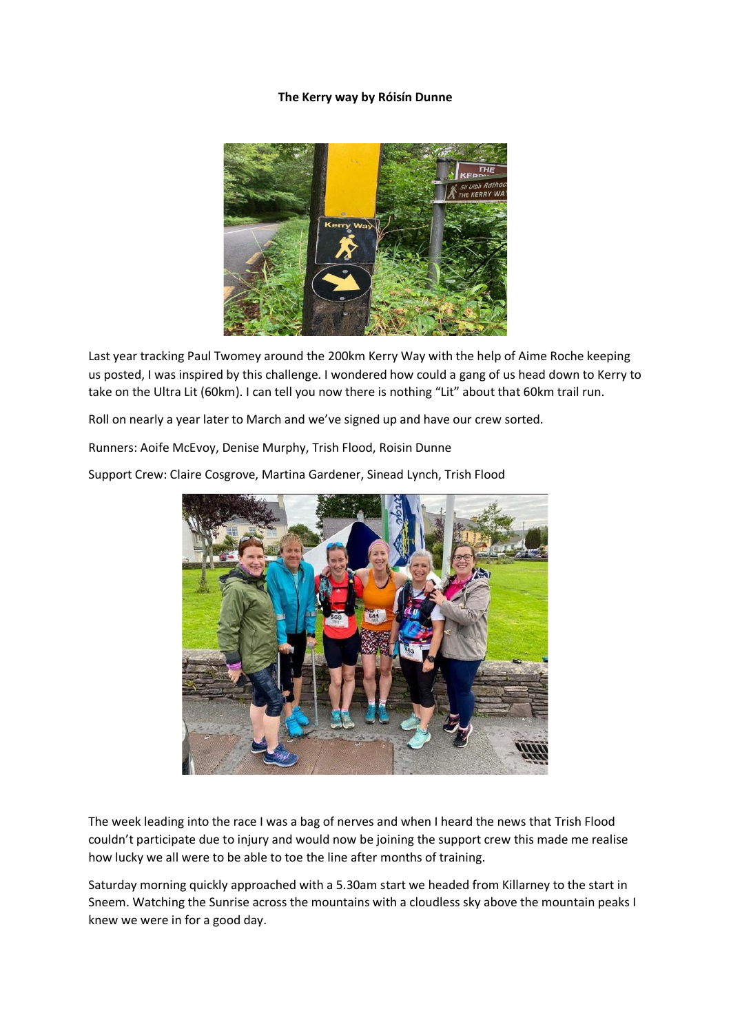**The Kerry way by Róisín Dunne**

Last year tracking Paul Twomey around the 200km Kerry Way with the help of Aime Roche keeping us posted, I was inspired by this challenge. I wondered how could a gang of us head down to Kerry to take on the Ultra Lit (60km). I can tell you now there is nothing “Lit” about that 60km trail run.

Roll on nearly a year later to March and we’ve signed up and have our crew sorted.

Runners: Aoife McEvoy, Denise Murphy, Trish Flood, Roisin Dunne

Support Crew: Claire Cosgrove, Martina Gardener, Sinead Lynch, Trish Flood

The week leading into the race I was a bag of nerves and when I heard the news that Trish Flood couldn’t participate due to injury and would now be joining the support crew this made me realise how lucky we all were to be able to toe the line after months of training.

Saturday morning quickly approached with a 5.30am start we headed from Killarney to the start in Sneem. Watching the Sunrise across the mountains with a cloudless sky above the mountain peaks I knew we were in for a good day.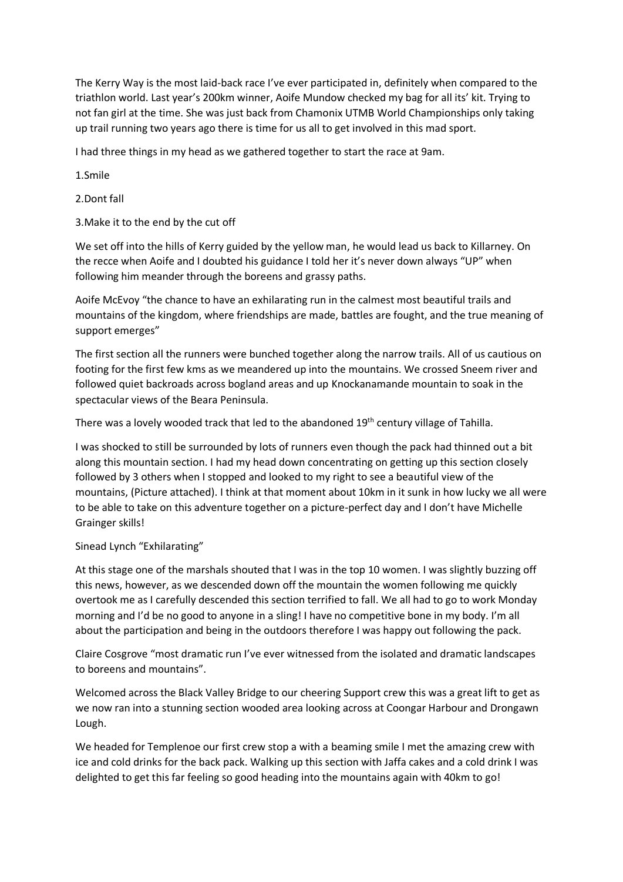The Kerry Way is the most laid-back race I've ever participated in, definitely when compared to the triathlon world. Last year's 200km winner, Aoife Mundow checked my bag for all its' kit. Trying to not fan girl at the time. She was just back from Chamonix UTMB World Championships only taking up trail running two years ago there is time for us all to get involved in this mad sport.

I had three things in my head as we gathered together to start the race at 9am.

1.Smile

2.Dont fall

3.Make it to the end by the cut off

We set off into the hills of Kerry guided by the yellow man, he would lead us back to Killarney. On the recce when Aoife and I doubted his guidance I told her it's never down always "UP" when following him meander through the boreens and grassy paths.

Aoife McEvoy "the chance to have an exhilarating run in the calmest most beautiful trails and mountains of the kingdom, where friendships are made, battles are fought, and the true meaning of support emerges"

The first section all the runners were bunched together along the narrow trails. All of us cautious on footing for the first few kms as we meandered up into the mountains. We crossed Sneem river and followed quiet backroads across bogland areas and up Knockanamande mountain to soak in the spectacular views of the Beara Peninsula.

There was a lovely wooded track that led to the abandoned 19th century village of Tahilla.

I was shocked to still be surrounded by lots of runners even though the pack had thinned out a bit along this mountain section. I had my head down concentrating on getting up this section closely followed by 3 others when I stopped and looked to my right to see a beautiful view of the mountains, (Picture attached). I think at that moment about 10km in it sunk in how lucky we all were to be able to take on this adventure together on a picture-perfect day and I don't have Michelle Grainger skills!

Sinead Lynch "Exhilarating"

At this stage one of the marshals shouted that I was in the top 10 women. I was slightly buzzing off this news, however, as we descended down off the mountain the women following me quickly overtook me as I carefully descended this section terrified to fall. We all had to go to work Monday morning and I'd be no good to anyone in a sling! I have no competitive bone in my body. I'm all about the participation and being in the outdoors therefore I was happy out following the pack.

Claire Cosgrove "most dramatic run I've ever witnessed from the isolated and dramatic landscapes to boreens and mountains".

Welcomed across the Black Valley Bridge to our cheering Support crew this was a great lift to get as we now ran into a stunning section wooded area looking across at Coongar Harbour and Drongawn Lough.

We headed for Templenoe our first crew stop a with a beaming smile I met the amazing crew with ice and cold drinks for the back pack. Walking up this section with Jaffa cakes and a cold drink I was delighted to get this far feeling so good heading into the mountains again with 40km to go!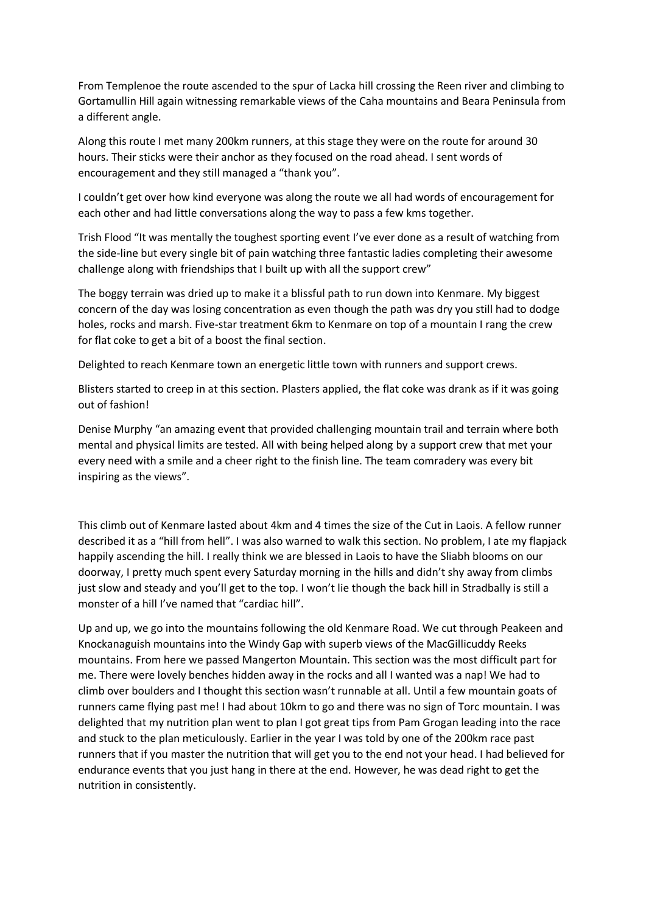From Templenoe the route ascended to the spur of Lacka hill crossing the Reen river and climbing to Gortamullin Hill again witnessing remarkable views of the Caha mountains and Beara Peninsula from a different angle.

Along this route I met many 200km runners, at this stage they were on the route for around 30 hours. Their sticks were their anchor as they focused on the road ahead. I sent words of encouragement and they still managed a "thank you".

I couldn't get over how kind everyone was along the route we all had words of encouragement for each other and had little conversations along the way to pass a few kms together.

Trish Flood "It was mentally the toughest sporting event I've ever done as a result of watching from the side-line but every single bit of pain watching three fantastic ladies completing their awesome challenge along with friendships that I built up with all the support crew"

The boggy terrain was dried up to make it a blissful path to run down into Kenmare. My biggest concern of the day was losing concentration as even though the path was dry you still had to dodge holes, rocks and marsh. Five-star treatment 6km to Kenmare on top of a mountain I rang the crew for flat coke to get a bit of a boost the final section.

Delighted to reach Kenmare town an energetic little town with runners and support crews.

Blisters started to creep in at this section. Plasters applied, the flat coke was drank as if it was going out of fashion!

Denise Murphy "an amazing event that provided challenging mountain trail and terrain where both mental and physical limits are tested. All with being helped along by a support crew that met your every need with a smile and a cheer right to the finish line. The team comradery was every bit inspiring as the views".

This climb out of Kenmare lasted about 4km and 4 times the size of the Cut in Laois. A fellow runner described it as a "hill from hell". I was also warned to walk this section. No problem, I ate my flapjack happily ascending the hill. I really think we are blessed in Laois to have the Sliabh blooms on our doorway, I pretty much spent every Saturday morning in the hills and didn't shy away from climbs just slow and steady and you'll get to the top. I won't lie though the back hill in Stradbally is still a monster of a hill I've named that "cardiac hill".

Up and up, we go into the mountains following the old Kenmare Road. We cut through Peakeen and Knockanaguish mountains into the Windy Gap with superb views of the MacGillicuddy Reeks mountains. From here we passed Mangerton Mountain. This section was the most difficult part for me. There were lovely benches hidden away in the rocks and all I wanted was a nap! We had to climb over boulders and I thought this section wasn't runnable at all. Until a few mountain goats of runners came flying past me! I had about 10km to go and there was no sign of Torc mountain. I was delighted that my nutrition plan went to plan I got great tips from Pam Grogan leading into the race and stuck to the plan meticulously. Earlier in the year I was told by one of the 200km race past runners that if you master the nutrition that will get you to the end not your head. I had believed for endurance events that you just hang in there at the end. However, he was dead right to get the nutrition in consistently.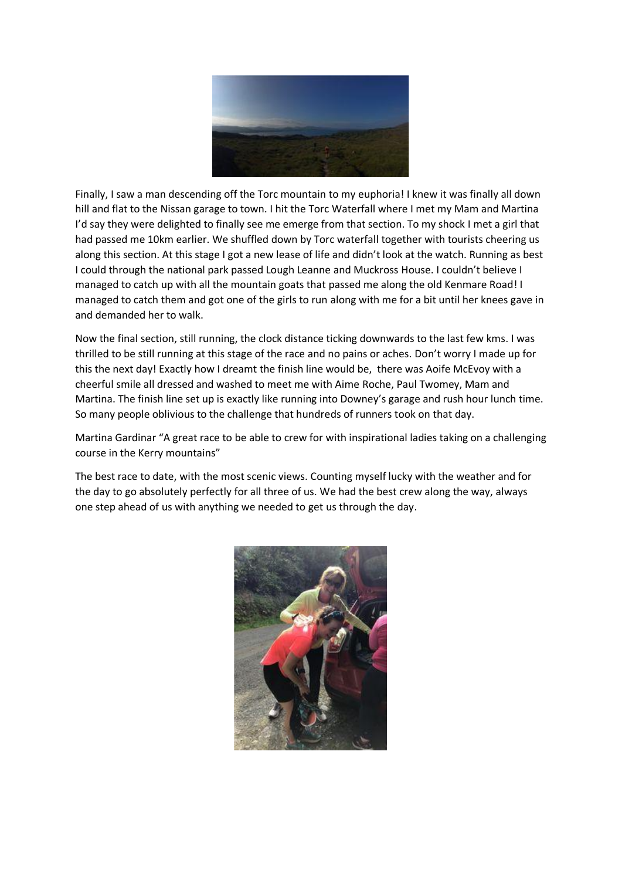Finally, I saw a man descending off the Torc mountain to my euphoria! I knew it was finally all down hill and flat to the Nissan garage to town. I hit the Torc Waterfall where I met my Mam and Martina I'd say they were delighted to finally see me emerge from that section. To my shock I met a girl that had passed me 10km earlier. We shuffled down by Torc waterfall together with tourists cheering us along this section. At this stage I got a new lease of life and didn't look at the watch. Running as best I could through the national park passed Lough Leanne and Muckross House. I couldn't believe I managed to catch up with all the mountain goats that passed me along the old Kenmare Road! I managed to catch them and got one of the girls to run along with me for a bit until her knees gave in and demanded her to walk.

Now the final section, still running, the clock distance ticking downwards to the last few kms. I was thrilled to be still running at this stage of the race and no pains or aches. Don't worry I made up for this the next day! Exactly how I dreamt the finish line would be, there was Aoife McEvoy with a cheerful smile all dressed and washed to meet me with Aime Roche, Paul Twomey, Mam and Martina. The finish line set up is exactly like running into Downey's garage and rush hour lunch time. So many people oblivious to the challenge that hundreds of runners took on that day.

Martina Gardinar "A great race to be able to crew for with inspirational ladies taking on a challenging course in the Kerry mountains"

The best race to date, with the most scenic views. Counting myself lucky with the weather and for the day to go absolutely perfectly for all three of us. We had the best crew along the way, always one step ahead of us with anything we needed to get us through the day.